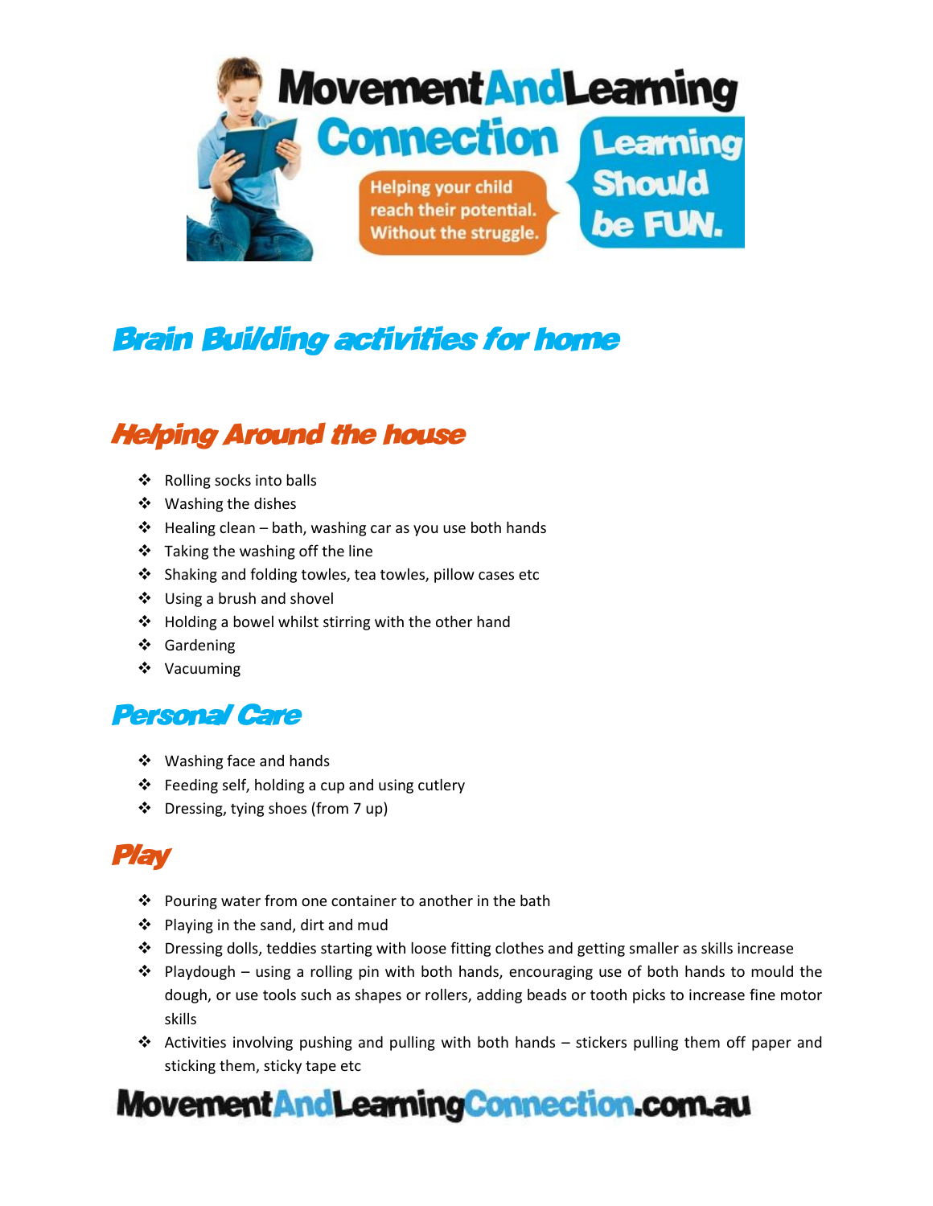# Brain Building activities for home

## Helping Around the house

- Rolling socks into balls
- Washing the dishes
- Healing clean – bath, washing car as you use both hands
- Taking the washing off the line
- Shaking and folding towles, tea towles, pillow cases etc
- Using a brush and shovel
- Holding a bowel whilst stirring with the other hand
- Gardening
- Vacuuming

## Personal Care

- Washing face and hands
- Feeding self, holding a cup and using cutlery
- Dressing, tying shoes (from 7 up)

## Play

- Pouring water from one container to another in the bath
- Playing in the sand, dirt and mud
- Dressing dolls, teddies starting with loose fitting clothes and getting smaller as skills increase
- Playdough – using a rolling pin with both hands, encouraging use of both hands to mould the dough, or use tools such as shapes or rollers, adding beads or tooth picks to increase fine motor skills
- Activities involving pushing and pulling with both hands – stickers pulling them off paper and sticking them, sticky tape etc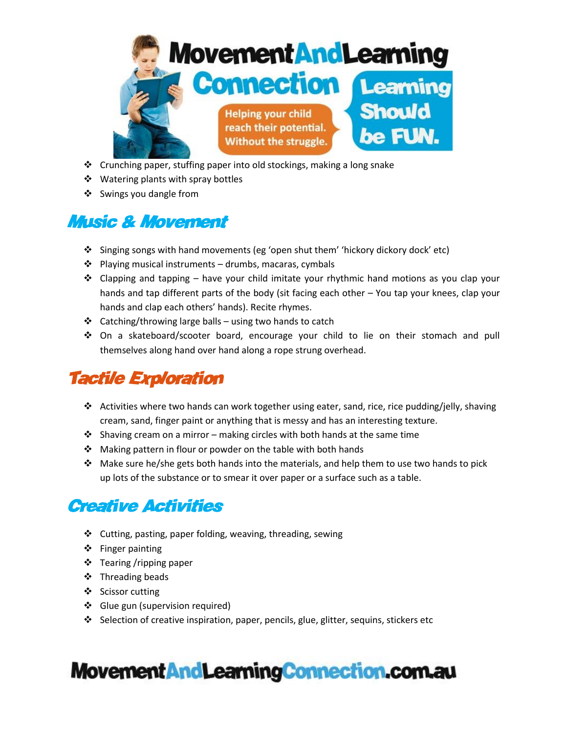- Crunching paper, stuffing paper into old stockings, making a long snake
- Watering plants with spray bottles
- Swings you dangle from

## Music & Movement

- Singing songs with hand movements (eg 'open shut them' 'hickory dickory dock' etc)
- Playing musical instruments – drums, macaras, cymbals
- Clapping and tapping – have your child imitate your rhythmic hand motions as you clap your hands and tap different parts of the body (sit facing each other – You tap your knees, clap your hands and clap each others' hands). Recite rhymes.
- Catching/throwing large balls – using two hands to catch
- On a skateboard/scooter board, encourage your child to lie on their stomach and pull themselves along hand over hand along a rope strung overhead.

## Tactile Exploration

- Activities where two hands can work together using eater, sand, rice, rice pudding/jelly, shaving cream, sand, finger paint or anything that is messy and has an interesting texture.
- Shaving cream on a mirror – making circles with both hands at the same time
- Making pattern in flour or powder on the table with both hands
- Make sure he/she gets both hands into the materials, and help them to use two hands to pick up lots of the substance or to smear it over paper or a surface such as a table.

## Creative Activities

- Cutting, pasting, paper folding, weaving, threading, sewing
- Finger painting
- Tearing /ripping paper
- Threading beads
- Scissor cutting
- Glue gun (supervision required)
- Selection of creative inspiration, paper, pencils, glue, glitter, sequins, stickers etc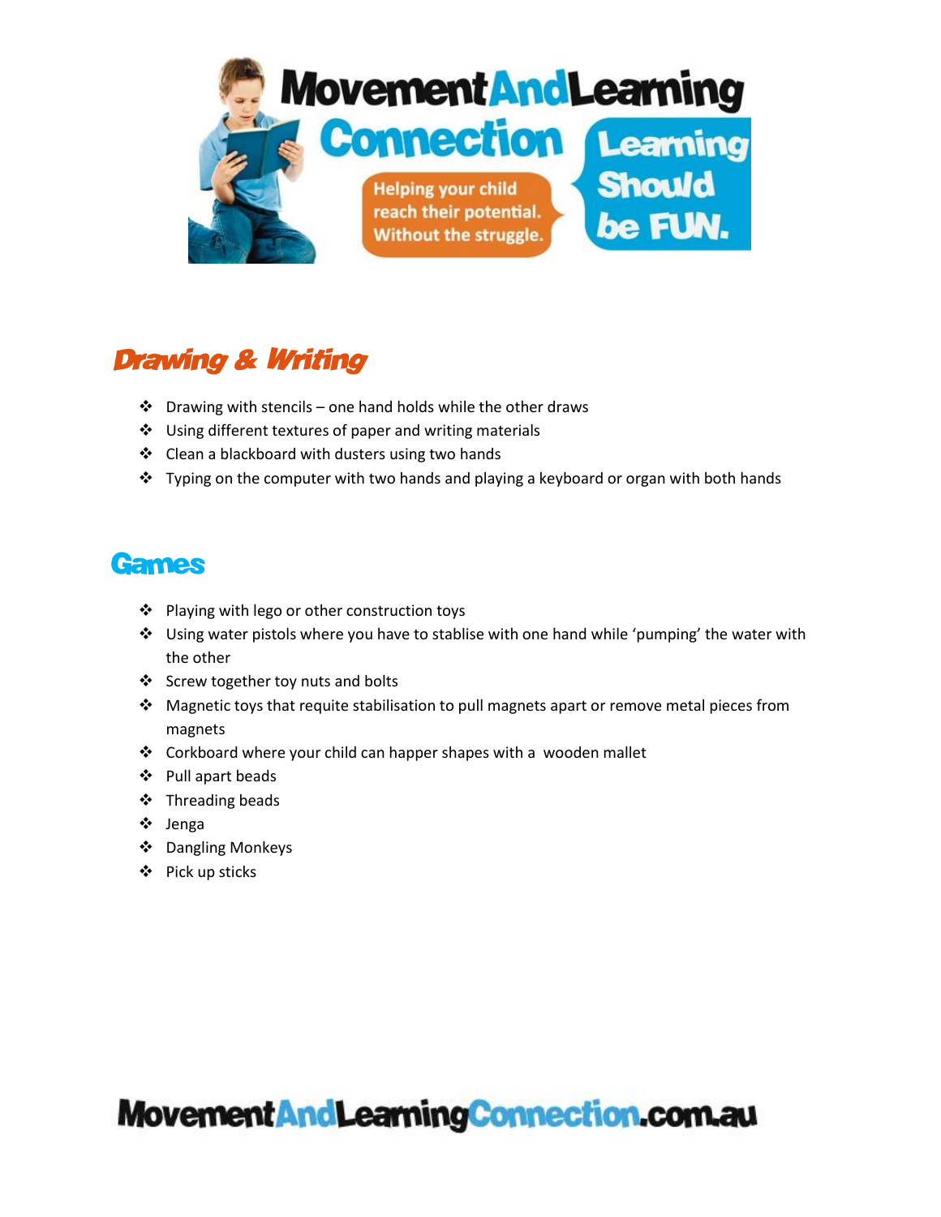## Drawing & Writing

- Drawing with stencils – one hand holds while the other draws
- Using different textures of paper and writing materials
- Clean a blackboard with dusters using two hands
- Typing on the computer with two hands and playing a keyboard or organ with both hands

## Games

- Playing with lego or other construction toys
- Using water pistols where you have to stablise with one hand while 'pumping' the water with the other
- Screw together toy nuts and bolts
- Magnetic toys that requite stabilisation to pull magnets apart or remove metal pieces from magnets
- Corkboard where your child can happer shapes with a wooden mallet
- Pull apart beads
- Threading beads
- Jenga
- Dangling Monkeys
- Pick up sticks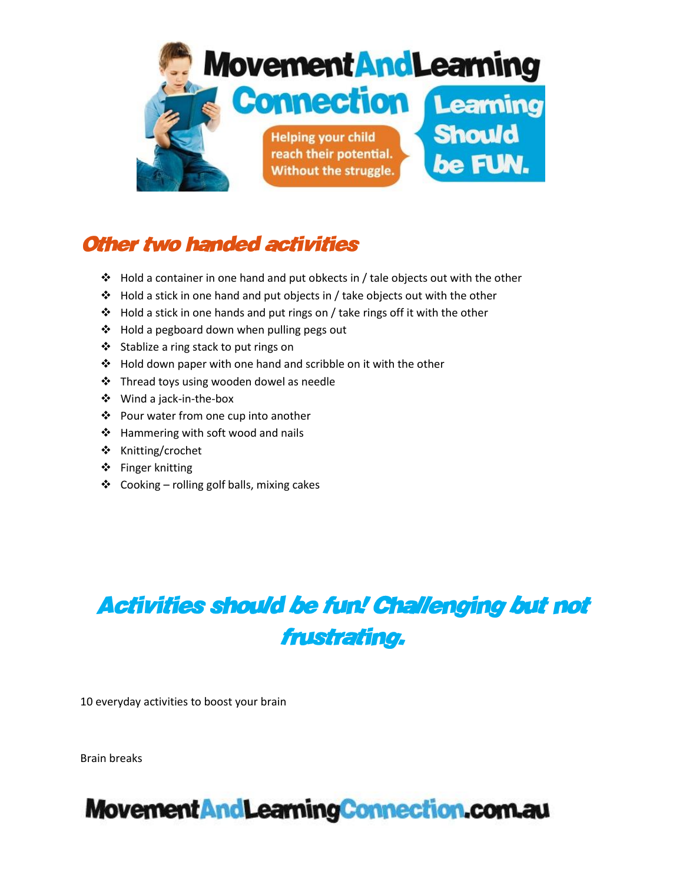## Other two handed activities

- Hold a container in one hand and put obkects in / tale objects out with the other
- Hold a stick in one hand and put objects in / take objects out with the other
- Hold a stick in one hands and put rings on / take rings off it with the other
- Hold a pegboard down when pulling pegs out
- Stablize a ring stack to put rings on
- Hold down paper with one hand and scribble on it with the other
- Thread toys using wooden dowel as needle
- Wind a jack-in-the-box
- Pour water from one cup into another
- Hammering with soft wood and nails
- Knitting/crochet
- Finger knitting
- Cooking – rolling golf balls, mixing cakes

## *Activities should be fun! Challenging but not frustrating.*

10 everyday activities to boost your brain

Brain breaks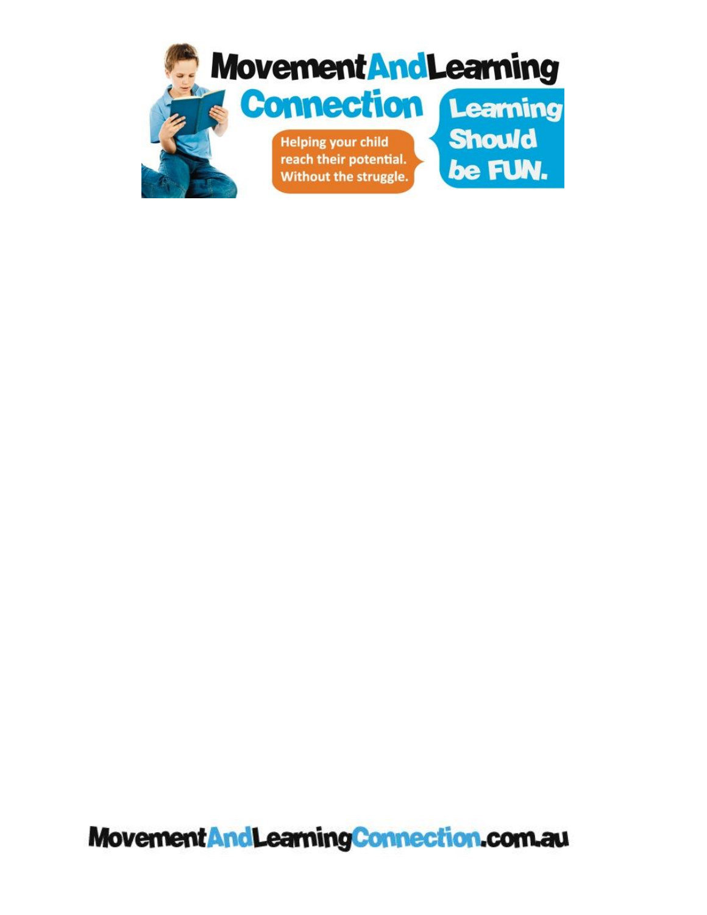# MovementAndLearning Connection

Helping your child reach their potential. Without the struggle.

Learning Should be FUN.

MovementAndLearningConnection.com.au